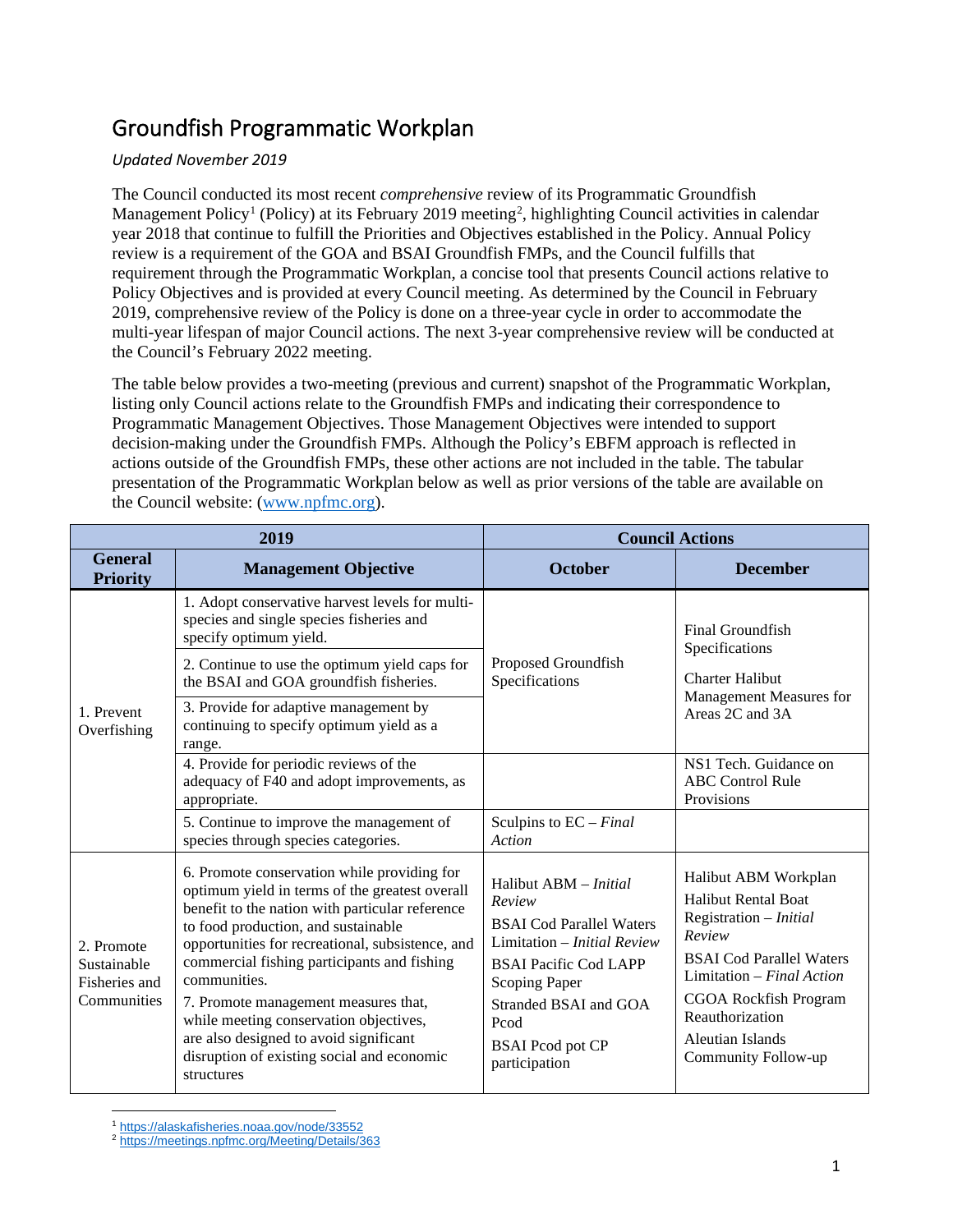# Groundfish Programmatic Workplan

*Updated November 2019*

The Council conducted its most recent *comprehensive* review of its Programmatic Groundfish Management Policy[1] (Policy) at its February 2019 meeting[2], highlighting Council activities in calendar year 2018 that continue to fulfill the Priorities and Objectives established in the Policy. Annual Policy review is a requirement of the GOA and BSAI Groundfish FMPs, and the Council fulfills that requirement through the Programmatic Workplan, a concise tool that presents Council actions relative to Policy Objectives and is provided at every Council meeting. As determined by the Council in February 2019, comprehensive review of the Policy is done on a three-year cycle in order to accommodate the multi-year lifespan of major Council actions. The next 3-year comprehensive review will be conducted at the Council's February 2022 meeting.

The table below provides a two-meeting (previous and current) snapshot of the Programmatic Workplan, listing only Council actions relate to the Groundfish FMPs and indicating their correspondence to Programmatic Management Objectives. Those Management Objectives were intended to support decision-making under the Groundfish FMPs. Although the Policy's EBFM approach is reflected in actions outside of the Groundfish FMPs, these other actions are not included in the table. The tabular presentation of the Programmatic Workplan below as well as prior versions of the table are available on the Council website: (www.npfmc.org).

| 2019 | | Council Actions | |
|---|---|---|---|
| **General Priority** | **Management Objective** | **October** | **December** |
| 1. Prevent Overfishing | 1. Adopt conservative harvest levels for multi-species and single species fisheries and specify optimum yield. | Proposed Groundfish Specifications | Final Groundfish Specifications<br>Charter Halibut Management Measures for Areas 2C and 3A |
| | 2. Continue to use the optimum yield caps for the BSAI and GOA groundfish fisheries. | | |
| | 3. Provide for adaptive management by continuing to specify optimum yield as a range. | | |
| | 4. Provide for periodic reviews of the adequacy of F40 and adopt improvements, as appropriate. | | NS1 Tech. Guidance on ABC Control Rule Provisions |
| | 5. Continue to improve the management of species through species categories. | Sculpins to EC – *Final Action* | |
| 2. Promote Sustainable Fisheries and Communities | 6. Promote conservation while providing for optimum yield in terms of the greatest overall benefit to the nation with particular reference to food production, and sustainable opportunities for recreational, subsistence, and commercial fishing participants and fishing communities.<br>7. Promote management measures that, while meeting conservation objectives, are also designed to avoid significant disruption of existing social and economic structures | Halibut ABM – *Initial Review*<br>BSAI Cod Parallel Waters Limitation – *Initial Review*<br>BSAI Pacific Cod LAPP Scoping Paper<br>Stranded BSAI and GOA Pcod<br>BSAI Pcod pot CP participation | Halibut ABM Workplan<br>Halibut Rental Boat Registration – *Initial Review*<br>BSAI Cod Parallel Waters Limitation – *Final Action*<br>CGOA Rockfish Program Reauthorization<br>Aleutian Islands Community Follow-up |

[1] https://alaskafisheries.noaa.gov/node/33552
[2] https://meetings.npfmc.org/Meeting/Details/363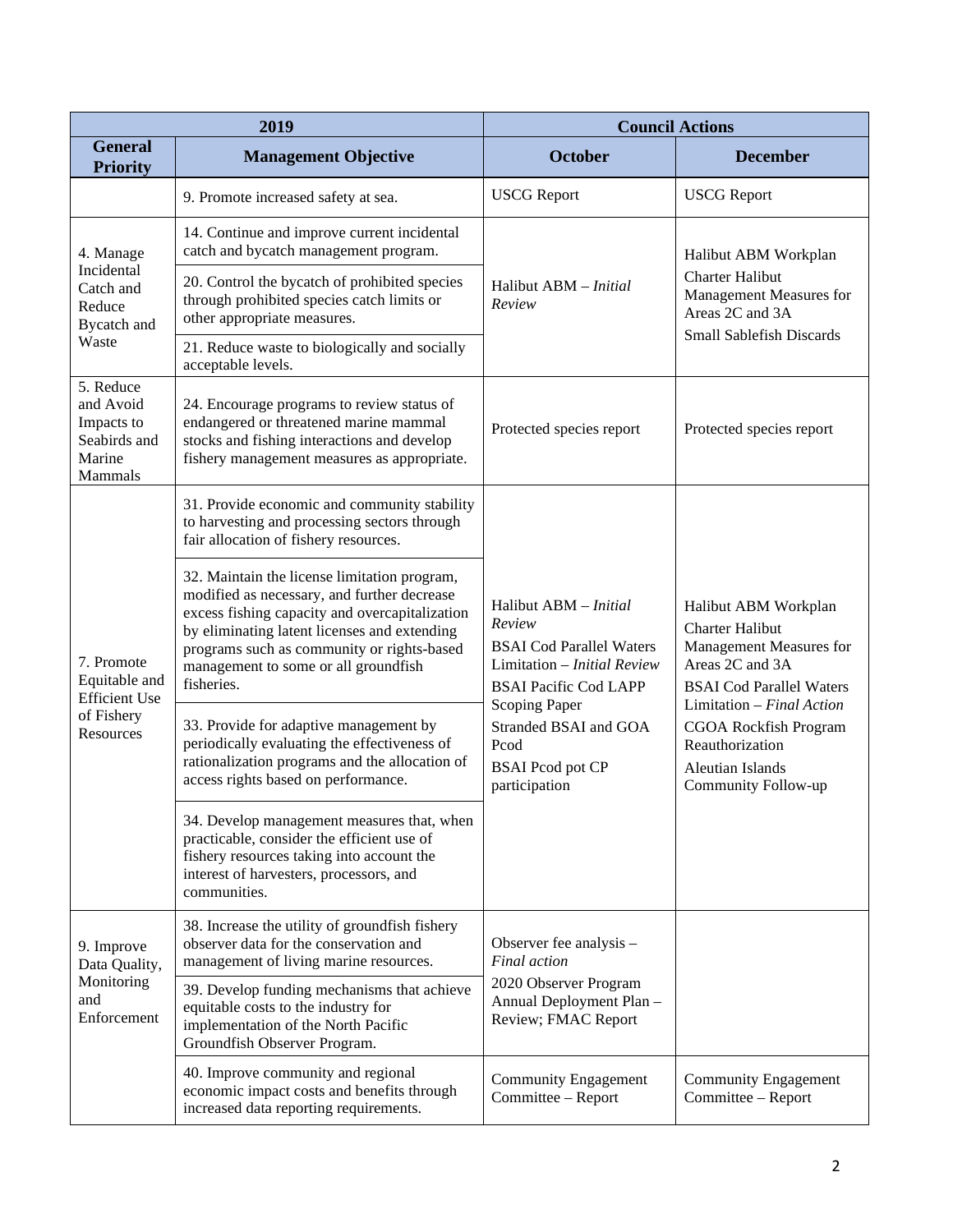| 2019 | | Council Actions | |
|---|---|---|---|
| **General Priority** | **Management Objective** | **October** | **December** |
| | 9. Promote increased safety at sea. | USCG Report | USCG Report |
| 4. Manage Incidental Catch and Reduce Bycatch and Waste | 14. Continue and improve current incidental catch and bycatch management program. | Halibut ABM – *Initial Review* | Halibut ABM Workplan<br>Charter Halibut Management Measures for Areas 2C and 3A<br>Small Sablefish Discards |
| | 20. Control the bycatch of prohibited species through prohibited species catch limits or other appropriate measures. | | |
| | 21. Reduce waste to biologically and socially acceptable levels. | | |
| 5. Reduce and Avoid Impacts to Seabirds and Marine Mammals | 24. Encourage programs to review status of endangered or threatened marine mammal stocks and fishing interactions and develop fishery management measures as appropriate. | Protected species report | Protected species report |
| 7. Promote Equitable and Efficient Use of Fishery Resources | 31. Provide economic and community stability to harvesting and processing sectors through fair allocation of fishery resources. | Halibut ABM – *Initial Review*<br>BSAI Cod Parallel Waters Limitation – *Initial Review*<br>BSAI Pacific Cod LAPP Scoping Paper<br>Stranded BSAI and GOA Pcod<br>BSAI Pcod pot CP participation | Halibut ABM Workplan<br>Charter Halibut Management Measures for Areas 2C and 3A<br>BSAI Cod Parallel Waters Limitation – *Final Action*<br>CGOA Rockfish Program Reauthorization<br>Aleutian Islands Community Follow-up |
| | 32. Maintain the license limitation program, modified as necessary, and further decrease excess fishing capacity and overcapitalization by eliminating latent licenses and extending programs such as community or rights-based management to some or all groundfish fisheries. | | |
| | 33. Provide for adaptive management by periodically evaluating the effectiveness of rationalization programs and the allocation of access rights based on performance. | | |
| | 34. Develop management measures that, when practicable, consider the efficient use of fishery resources taking into account the interest of harvesters, processors, and communities. | | |
| 9. Improve Data Quality, Monitoring and Enforcement | 38. Increase the utility of groundfish fishery observer data for the conservation and management of living marine resources. | Observer fee analysis – *Final action*<br>2020 Observer Program Annual Deployment Plan – Review; FMAC Report | |
| | 39. Develop funding mechanisms that achieve equitable costs to the industry for implementation of the North Pacific Groundfish Observer Program. | | |
| | 40. Improve community and regional economic impact costs and benefits through increased data reporting requirements. | Community Engagement Committee – Report | Community Engagement Committee – Report |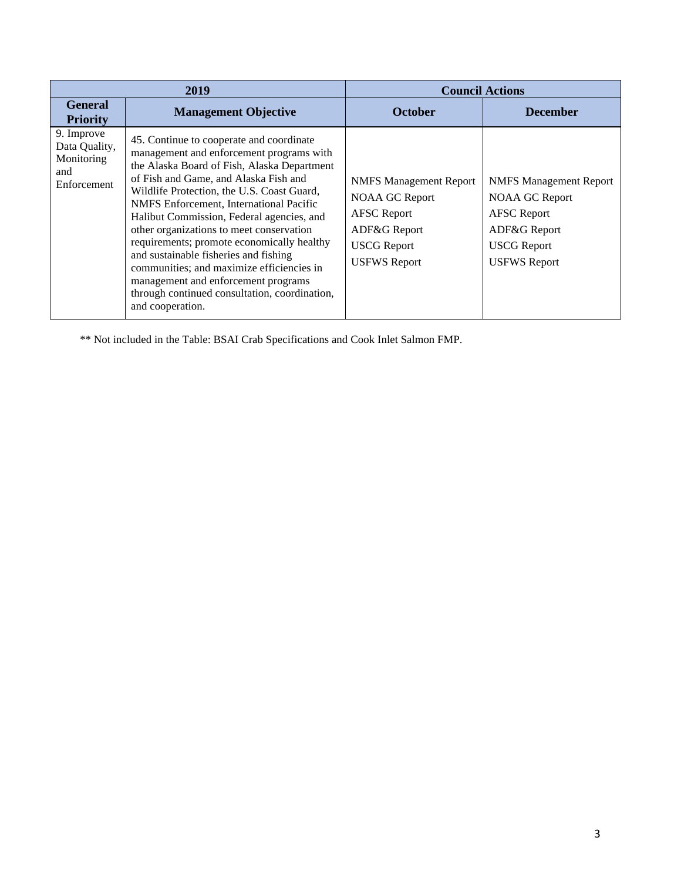| 2019 | | Council Actions | |
|---|---|---|---|
| **General Priority** | **Management Objective** | **October** | **December** |
| 9. Improve Data Quality, Monitoring and Enforcement | 45. Continue to cooperate and coordinate management and enforcement programs with the Alaska Board of Fish, Alaska Department of Fish and Game, and Alaska Fish and Wildlife Protection, the U.S. Coast Guard, NMFS Enforcement, International Pacific Halibut Commission, Federal agencies, and other organizations to meet conservation requirements; promote economically healthy and sustainable fisheries and fishing communities; and maximize efficiencies in management and enforcement programs through continued consultation, coordination, and cooperation. | NMFS Management Report<br>NOAA GC Report<br>AFSC Report<br>ADF&G Report<br>USCG Report<br>USFWS Report | NMFS Management Report<br>NOAA GC Report<br>AFSC Report<br>ADF&G Report<br>USCG Report<br>USFWS Report |

** Not included in the Table: BSAI Crab Specifications and Cook Inlet Salmon FMP.